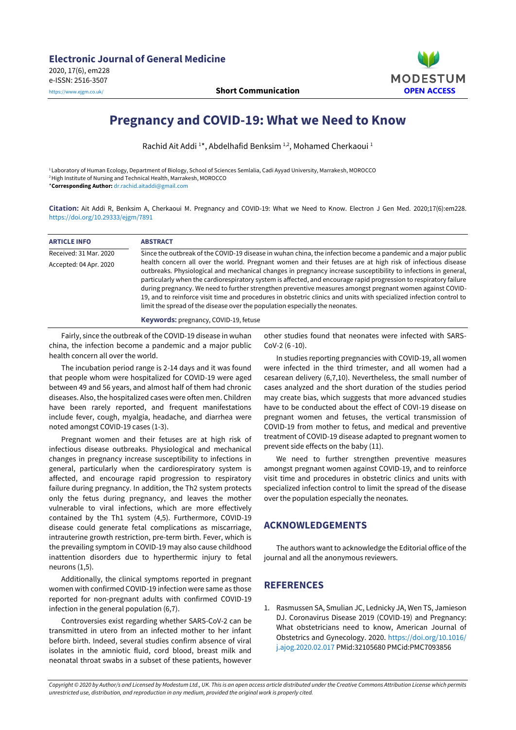# Pregnancy and COVID-19: What we Need to Know

Rachid Ait Addi [1]*, Abdelhafid Benksim [1,2], Mohamed Cherkaoui [1]

[1] Laboratory of Human Ecology, Department of Biology, School of Sciences Semlalia, Cadi Ayyad University, Marrakesh, MOROCCO
[2] High Institute of Nursing and Technical Health, Marrakesh, MOROCCO
***Corresponding Author:** dr.rachid.aitaddi@gmail.com

**Citation:** Ait Addi R, Benksim A, Cherkaoui M. Pregnancy and COVID-19: What we Need to Know. Electron J Gen Med. 2020;17(6):em228. https://doi.org/10.29333/ejgm/7891

**ARTICLE INFO**

Received: 31 Mar. 2020
Accepted: 04 Apr. 2020

**ABSTRACT**

Since the outbreak of the COVID-19 disease in wuhan china, the infection become a pandemic and a major public health concern all over the world. Pregnant women and their fetuses are at high risk of infectious disease outbreaks. Physiological and mechanical changes in pregnancy increase susceptibility to infections in general, particularly when the cardiorespiratory system is affected, and encourage rapid progression to respiratory failure during pregnancy. We need to further strengthen preventive measures amongst pregnant women against COVID-19, and to reinforce visit time and procedures in obstetric clinics and units with specialized infection control to limit the spread of the disease over the population especially the neonates.

**Keywords:** pregnancy, COVID-19, fetuse

Fairly, since the outbreak of the COVID-19 disease in wuhan china, the infection become a pandemic and a major public health concern all over the world.

The incubation period range is 2-14 days and it was found that people whom were hospitalized for COVID-19 were aged between 49 and 56 years, and almost half of them had chronic diseases. Also, the hospitalized cases were often men. Children have been rarely reported, and frequent manifestations include fever, cough, myalgia, headache, and diarrhea were noted amongst COVID-19 cases (1-3).

Pregnant women and their fetuses are at high risk of infectious disease outbreaks. Physiological and mechanical changes in pregnancy increase susceptibility to infections in general, particularly when the cardiorespiratory system is affected, and encourage rapid progression to respiratory failure during pregnancy. In addition, the Th2 system protects only the fetus during pregnancy, and leaves the mother vulnerable to viral infections, which are more effectively contained by the Th1 system (4,5). Furthermore, COVID-19 disease could generate fetal complications as miscarriage, intrauterine growth restriction, pre-term birth. Fever, which is the prevailing symptom in COVID-19 may also cause childhood inattention disorders due to hyperthermic injury to fetal neurons (1,5).

Additionally, the clinical symptoms reported in pregnant women with confirmed COVID-19 infection were same as those reported for non-pregnant adults with confirmed COVID-19 infection in the general population (6,7).

Controversies exist regarding whether SARS-CoV-2 can be transmitted in utero from an infected mother to her infant before birth. Indeed, several studies confirm absence of viral isolates in the amniotic fluid, cord blood, breast milk and neonatal throat swabs in a subset of these patients, however other studies found that neonates were infected with SARS-CoV-2 (6 -10).

In studies reporting pregnancies with COVID-19, all women were infected in the third trimester, and all women had a cesarean delivery (6,7,10). Nevertheless, the small number of cases analyzed and the short duration of the studies period may create bias, which suggests that more advanced studies have to be conducted about the effect of COVI-19 disease on pregnant women and fetuses, the vertical transmission of COVID-19 from mother to fetus, and medical and preventive treatment of COVID-19 disease adapted to pregnant women to prevent side effects on the baby (11).

We need to further strengthen preventive measures amongst pregnant women against COVID-19, and to reinforce visit time and procedures in obstetric clinics and units with specialized infection control to limit the spread of the disease over the population especially the neonates.

## ACKNOWLEDGEMENTS

The authors want to acknowledge the Editorial office of the journal and all the anonymous reviewers.

## REFERENCES

1. Rasmussen SA, Smulian JC, Lednicky JA, Wen TS, Jamieson DJ. Coronavirus Disease 2019 (COVID-19) and Pregnancy: What obstetricians need to know, American Journal of Obstetrics and Gynecology. 2020. https://doi.org/10.1016/j.ajog.2020.02.017 PMid:32105680 PMCid:PMC7093856

*Copyright © 2020 by Author/s and Licensed by Modestum Ltd., UK. This is an open access article distributed under the Creative Commons Attribution License which permits unrestricted use, distribution, and reproduction in any medium, provided the original work is properly cited.*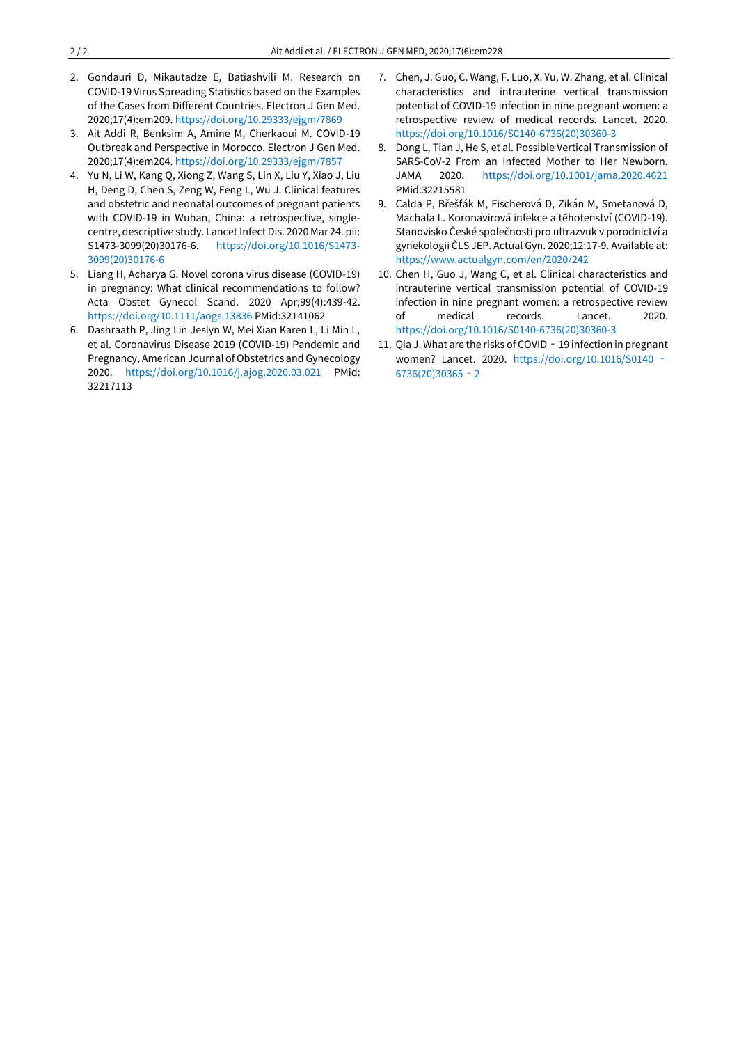2. Gondauri D, Mikautadze E, Batiashvili M. Research on COVID-19 Virus Spreading Statistics based on the Examples of the Cases from Different Countries. Electron J Gen Med. 2020;17(4):em209. https://doi.org/10.29333/ejgm/7869
3. Ait Addi R, Benksim A, Amine M, Cherkaoui M. COVID-19 Outbreak and Perspective in Morocco. Electron J Gen Med. 2020;17(4):em204. https://doi.org/10.29333/ejgm/7857
4. Yu N, Li W, Kang Q, Xiong Z, Wang S, Lin X, Liu Y, Xiao J, Liu H, Deng D, Chen S, Zeng W, Feng L, Wu J. Clinical features and obstetric and neonatal outcomes of pregnant patients with COVID-19 in Wuhan, China: a retrospective, single-centre, descriptive study. Lancet Infect Dis. 2020 Mar 24. pii: S1473-3099(20)30176-6. https://doi.org/10.1016/S1473-3099(20)30176-6
5. Liang H, Acharya G. Novel corona virus disease (COVID-19) in pregnancy: What clinical recommendations to follow? Acta Obstet Gynecol Scand. 2020 Apr;99(4):439-42. https://doi.org/10.1111/aogs.13836 PMid:32141062
6. Dashraath P, Jing Lin Jeslyn W, Mei Xian Karen L, Li Min L, et al. Coronavirus Disease 2019 (COVID-19) Pandemic and Pregnancy, American Journal of Obstetrics and Gynecology 2020. https://doi.org/10.1016/j.ajog.2020.03.021 PMid: 32217113
7. Chen, J. Guo, C. Wang, F. Luo, X. Yu, W. Zhang, et al. Clinical characteristics and intrauterine vertical transmission potential of COVID-19 infection in nine pregnant women: a retrospective review of medical records. Lancet. 2020. https://doi.org/10.1016/S0140-6736(20)30360-3
8. Dong L, Tian J, He S, et al. Possible Vertical Transmission of SARS-CoV-2 From an Infected Mother to Her Newborn. JAMA 2020. https://doi.org/10.1001/jama.2020.4621 PMid:32215581
9. Calda P, Břešťák M, Fischerová D, Zikán M, Smetanová D, Machala L. Koronavirová infekce a těhotenství (COVID-19). Stanovisko České společnosti pro ultrazvuk v porodnictví a gynekologii ČLS JEP. Actual Gyn. 2020;12:17-9. Available at: https://www.actualgyn.com/en/2020/242
10. Chen H, Guo J, Wang C, et al. Clinical characteristics and intrauterine vertical transmission potential of COVID-19 infection in nine pregnant women: a retrospective review of medical records. Lancet. 2020. https://doi.org/10.1016/S0140-6736(20)30360-3
11. Qia J. What are the risks of COVID ‐ 19 infection in pregnant women? Lancet. 2020. https://doi.org/10.1016/S0140 ‐ 6736(20)30365 ‐ 2